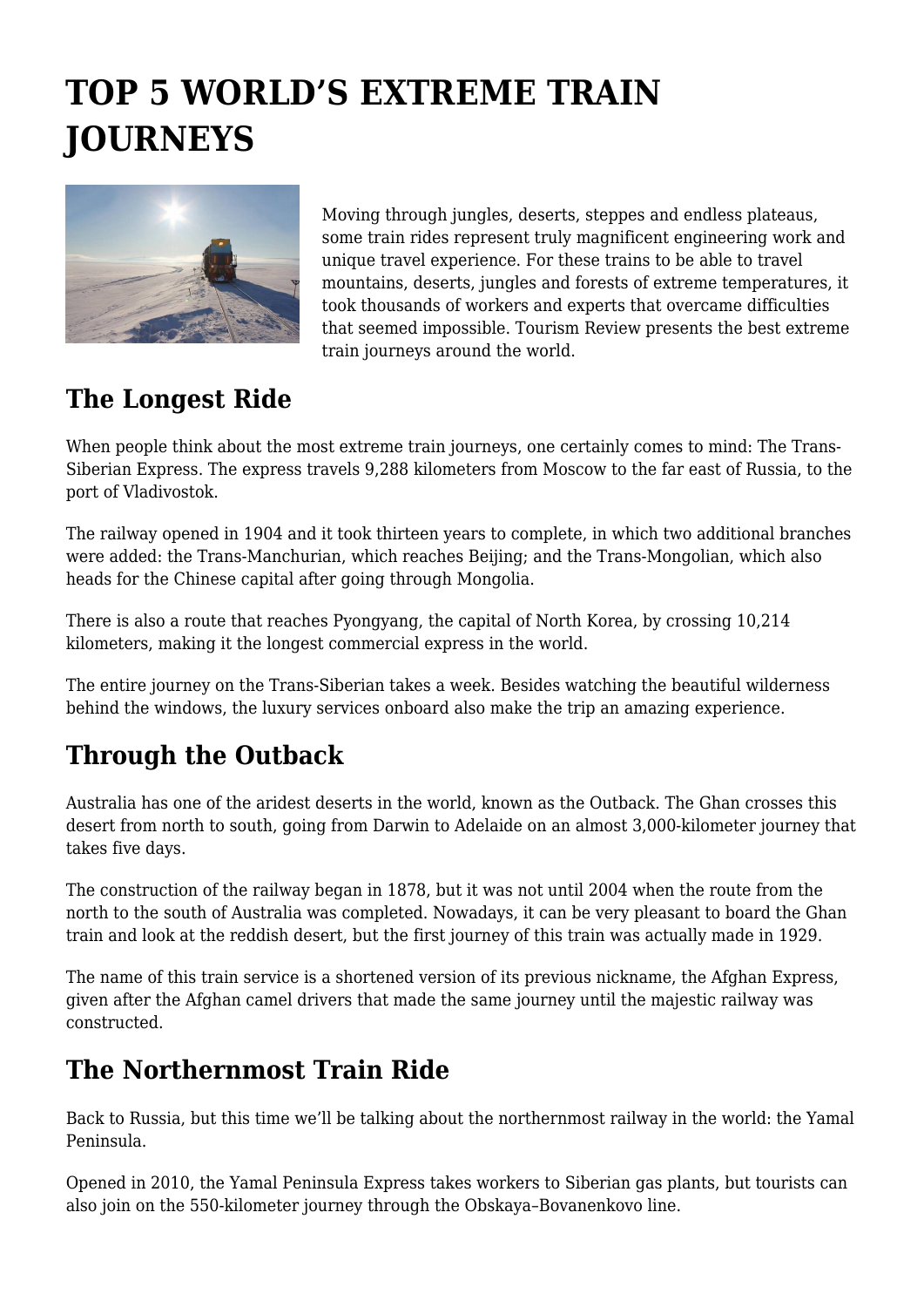# TOP 5 WORLD'S EXTREME TRAIN JOURNEYS

Moving through jungles, deserts, steppes and endless plateaus, some train rides represent truly magnificent engineering work and unique travel experience. For these trains to be able to travel mountains, deserts, jungles and forests of extreme temperatures, it took thousands of workers and experts that overcame difficulties that seemed impossible. Tourism Review presents the best extreme train journeys around the world.

## The Longest Ride

When people think about the most extreme train journeys, one certainly comes to mind: The Trans-Siberian Express. The express travels 9,288 kilometers from Moscow to the far east of Russia, to the port of Vladivostok.

The railway opened in 1904 and it took thirteen years to complete, in which two additional branches were added: the Trans-Manchurian, which reaches Beijing; and the Trans-Mongolian, which also heads for the Chinese capital after going through Mongolia.

There is also a route that reaches Pyongyang, the capital of North Korea, by crossing 10,214 kilometers, making it the longest commercial express in the world.

The entire journey on the Trans-Siberian takes a week. Besides watching the beautiful wilderness behind the windows, the luxury services onboard also make the trip an amazing experience.

## Through the Outback

Australia has one of the aridest deserts in the world, known as the Outback. The Ghan crosses this desert from north to south, going from Darwin to Adelaide on an almost 3,000-kilometer journey that takes five days.

The construction of the railway began in 1878, but it was not until 2004 when the route from the north to the south of Australia was completed. Nowadays, it can be very pleasant to board the Ghan train and look at the reddish desert, but the first journey of this train was actually made in 1929.

The name of this train service is a shortened version of its previous nickname, the Afghan Express, given after the Afghan camel drivers that made the same journey until the majestic railway was constructed.

## The Northernmost Train Ride

Back to Russia, but this time we'll be talking about the northernmost railway in the world: the Yamal Peninsula.

Opened in 2010, the Yamal Peninsula Express takes workers to Siberian gas plants, but tourists can also join on the 550-kilometer journey through the Obskaya–Bovanenkovo line.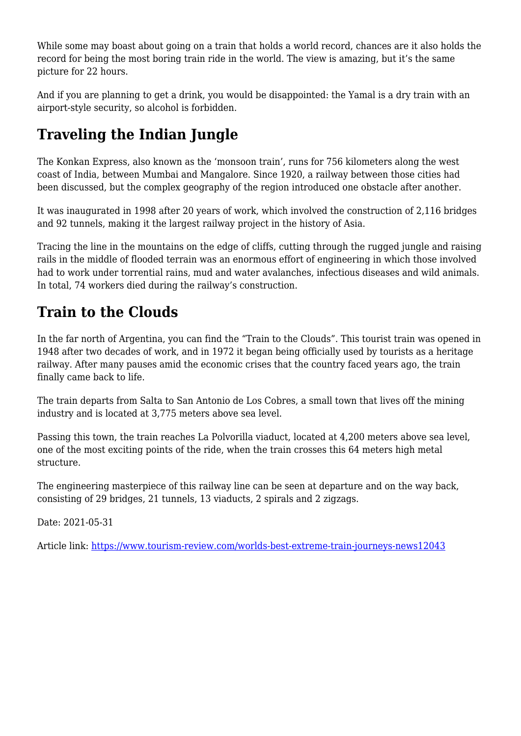While some may boast about going on a train that holds a world record, chances are it also holds the record for being the most boring train ride in the world. The view is amazing, but it's the same picture for 22 hours.

And if you are planning to get a drink, you would be disappointed: the Yamal is a dry train with an airport-style security, so alcohol is forbidden.

## Traveling the Indian Jungle

The Konkan Express, also known as the 'monsoon train', runs for 756 kilometers along the west coast of India, between Mumbai and Mangalore. Since 1920, a railway between those cities had been discussed, but the complex geography of the region introduced one obstacle after another.

It was inaugurated in 1998 after 20 years of work, which involved the construction of 2,116 bridges and 92 tunnels, making it the largest railway project in the history of Asia.

Tracing the line in the mountains on the edge of cliffs, cutting through the rugged jungle and raising rails in the middle of flooded terrain was an enormous effort of engineering in which those involved had to work under torrential rains, mud and water avalanches, infectious diseases and wild animals. In total, 74 workers died during the railway's construction.

## Train to the Clouds

In the far north of Argentina, you can find the "Train to the Clouds". This tourist train was opened in 1948 after two decades of work, and in 1972 it began being officially used by tourists as a heritage railway. After many pauses amid the economic crises that the country faced years ago, the train finally came back to life.

The train departs from Salta to San Antonio de Los Cobres, a small town that lives off the mining industry and is located at 3,775 meters above sea level.

Passing this town, the train reaches La Polvorilla viaduct, located at 4,200 meters above sea level, one of the most exciting points of the ride, when the train crosses this 64 meters high metal structure.

The engineering masterpiece of this railway line can be seen at departure and on the way back, consisting of 29 bridges, 21 tunnels, 13 viaducts, 2 spirals and 2 zigzags.

Date: 2021-05-31

Article link: https://www.tourism-review.com/worlds-best-extreme-train-journeys-news12043